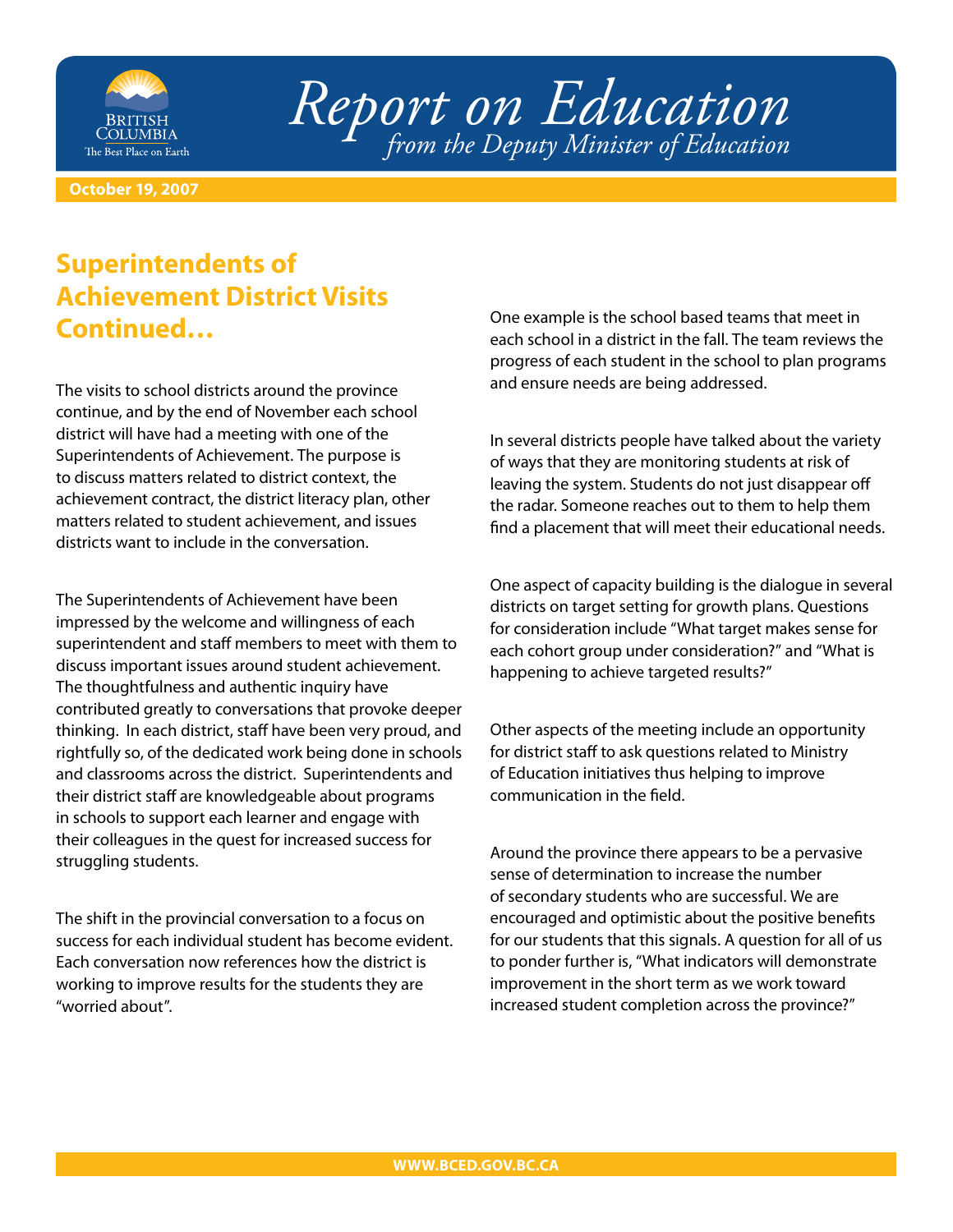# Report on Education

*from the Deputy Minister of Education*

**October 19, 2007**

## Superintendents of Achievement District Visits Continued…

The visits to school districts around the province continue, and by the end of November each school district will have had a meeting with one of the Superintendents of Achievement. The purpose is to discuss matters related to district context, the achievement contract, the district literacy plan, other matters related to student achievement, and issues districts want to include in the conversation.

The Superintendents of Achievement have been impressed by the welcome and willingness of each superintendent and staff members to meet with them to discuss important issues around student achievement. The thoughtfulness and authentic inquiry have contributed greatly to conversations that provoke deeper thinking. In each district, staff have been very proud, and rightfully so, of the dedicated work being done in schools and classrooms across the district. Superintendents and their district staff are knowledgeable about programs in schools to support each learner and engage with their colleagues in the quest for increased success for struggling students.

The shift in the provincial conversation to a focus on success for each individual student has become evident. Each conversation now references how the district is working to improve results for the students they are "worried about".

One example is the school based teams that meet in each school in a district in the fall. The team reviews the progress of each student in the school to plan programs and ensure needs are being addressed.

In several districts people have talked about the variety of ways that they are monitoring students at risk of leaving the system. Students do not just disappear off the radar. Someone reaches out to them to help them find a placement that will meet their educational needs.

One aspect of capacity building is the dialogue in several districts on target setting for growth plans. Questions for consideration include "What target makes sense for each cohort group under consideration?" and "What is happening to achieve targeted results?"

Other aspects of the meeting include an opportunity for district staff to ask questions related to Ministry of Education initiatives thus helping to improve communication in the field.

Around the province there appears to be a pervasive sense of determination to increase the number of secondary students who are successful. We are encouraged and optimistic about the positive benefits for our students that this signals. A question for all of us to ponder further is, "What indicators will demonstrate improvement in the short term as we work toward increased student completion across the province?"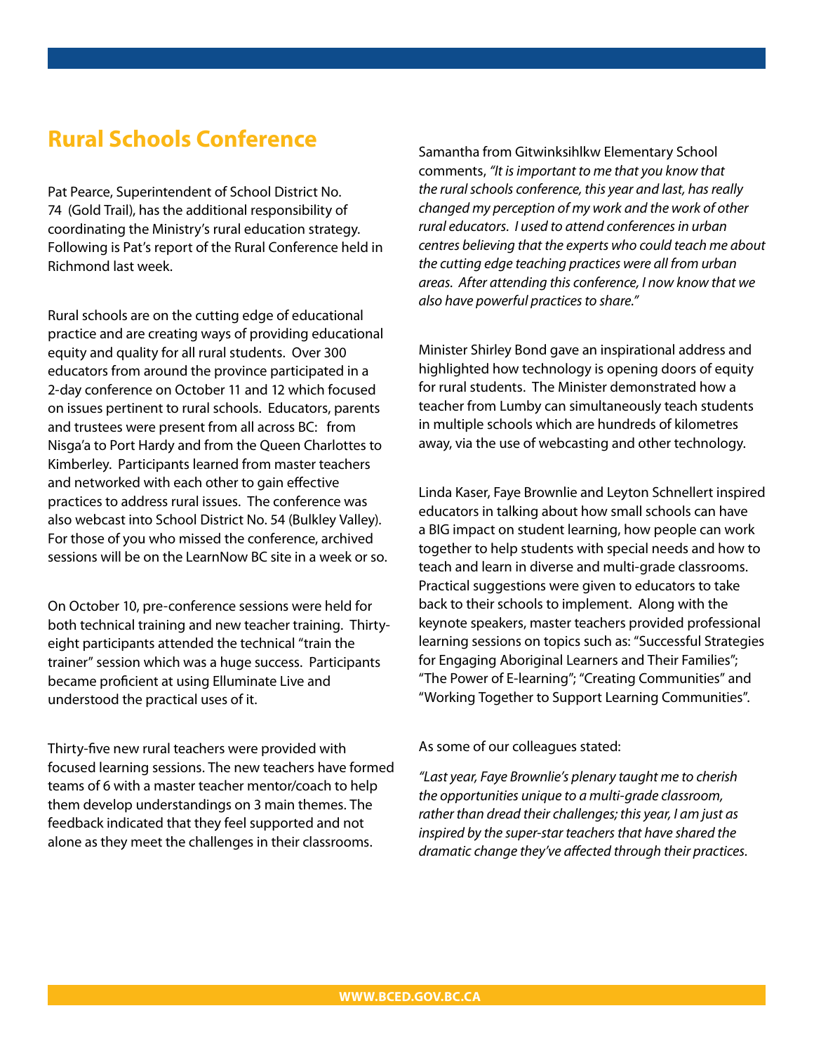## Rural Schools Conference

Pat Pearce, Superintendent of School District No. 74 (Gold Trail), has the additional responsibility of coordinating the Ministry's rural education strategy. Following is Pat's report of the Rural Conference held in Richmond last week.

Rural schools are on the cutting edge of educational practice and are creating ways of providing educational equity and quality for all rural students. Over 300 educators from around the province participated in a 2-day conference on October 11 and 12 which focused on issues pertinent to rural schools. Educators, parents and trustees were present from all across BC: from Nisga'a to Port Hardy and from the Queen Charlottes to Kimberley. Participants learned from master teachers and networked with each other to gain effective practices to address rural issues. The conference was also webcast into School District No. 54 (Bulkley Valley). For those of you who missed the conference, archived sessions will be on the LearnNow BC site in a week or so.

On October 10, pre-conference sessions were held for both technical training and new teacher training. Thirty-eight participants attended the technical "train the trainer" session which was a huge success. Participants became proficient at using Elluminate Live and understood the practical uses of it.

Thirty-five new rural teachers were provided with focused learning sessions. The new teachers have formed teams of 6 with a master teacher mentor/coach to help them develop understandings on 3 main themes. The feedback indicated that they feel supported and not alone as they meet the challenges in their classrooms.

Samantha from Gitwinksihlkw Elementary School comments, *"It is important to me that you know that the rural schools conference, this year and last, has really changed my perception of my work and the work of other rural educators. I used to attend conferences in urban centres believing that the experts who could teach me about the cutting edge teaching practices were all from urban areas. After attending this conference, I now know that we also have powerful practices to share."*

Minister Shirley Bond gave an inspirational address and highlighted how technology is opening doors of equity for rural students. The Minister demonstrated how a teacher from Lumby can simultaneously teach students in multiple schools which are hundreds of kilometres away, via the use of webcasting and other technology.

Linda Kaser, Faye Brownlie and Leyton Schnellert inspired educators in talking about how small schools can have a BIG impact on student learning, how people can work together to help students with special needs and how to teach and learn in diverse and multi-grade classrooms. Practical suggestions were given to educators to take back to their schools to implement. Along with the keynote speakers, master teachers provided professional learning sessions on topics such as: "Successful Strategies for Engaging Aboriginal Learners and Their Families"; "The Power of E-learning"; "Creating Communities" and "Working Together to Support Learning Communities".

As some of our colleagues stated:

*"Last year, Faye Brownlie's plenary taught me to cherish the opportunities unique to a multi-grade classroom, rather than dread their challenges; this year, I am just as inspired by the super-star teachers that have shared the dramatic change they've affected through their practices.*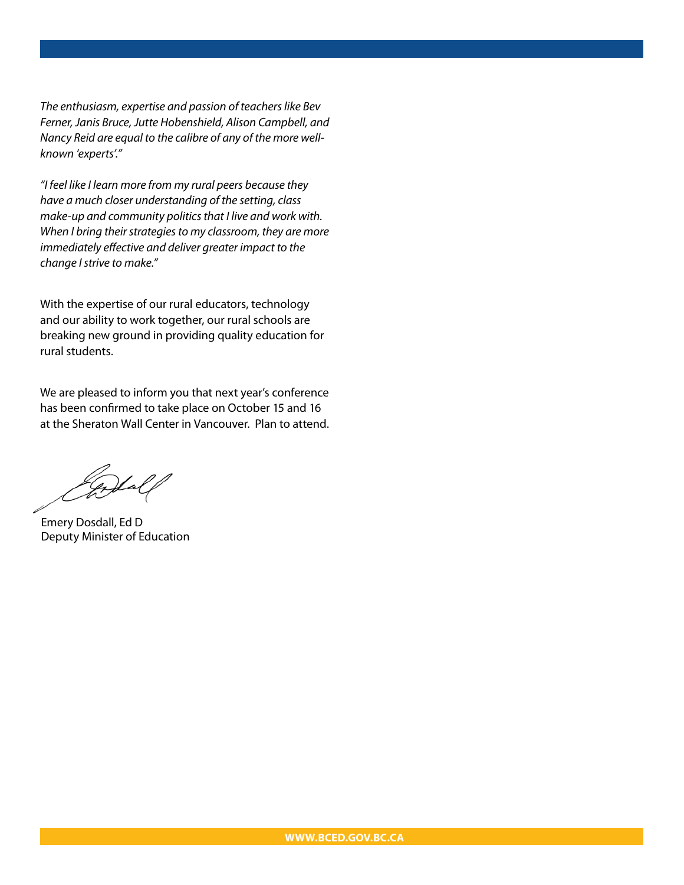*The enthusiasm, expertise and passion of teachers like Bev Ferner, Janis Bruce, Jutte Hobenshield, Alison Campbell, and Nancy Reid are equal to the calibre of any of the more well-known 'experts'."*

*"I feel like I learn more from my rural peers because they have a much closer understanding of the setting, class make-up and community politics that I live and work with. When I bring their strategies to my classroom, they are more immediately effective and deliver greater impact to the change I strive to make."*

With the expertise of our rural educators, technology and our ability to work together, our rural schools are breaking new ground in providing quality education for rural students.

We are pleased to inform you that next year's conference has been confirmed to take place on October 15 and 16 at the Sheraton Wall Center in Vancouver. Plan to attend.

Emery Dosdall, Ed D
Deputy Minister of Education

WWW.BCED.GOV.BC.CA